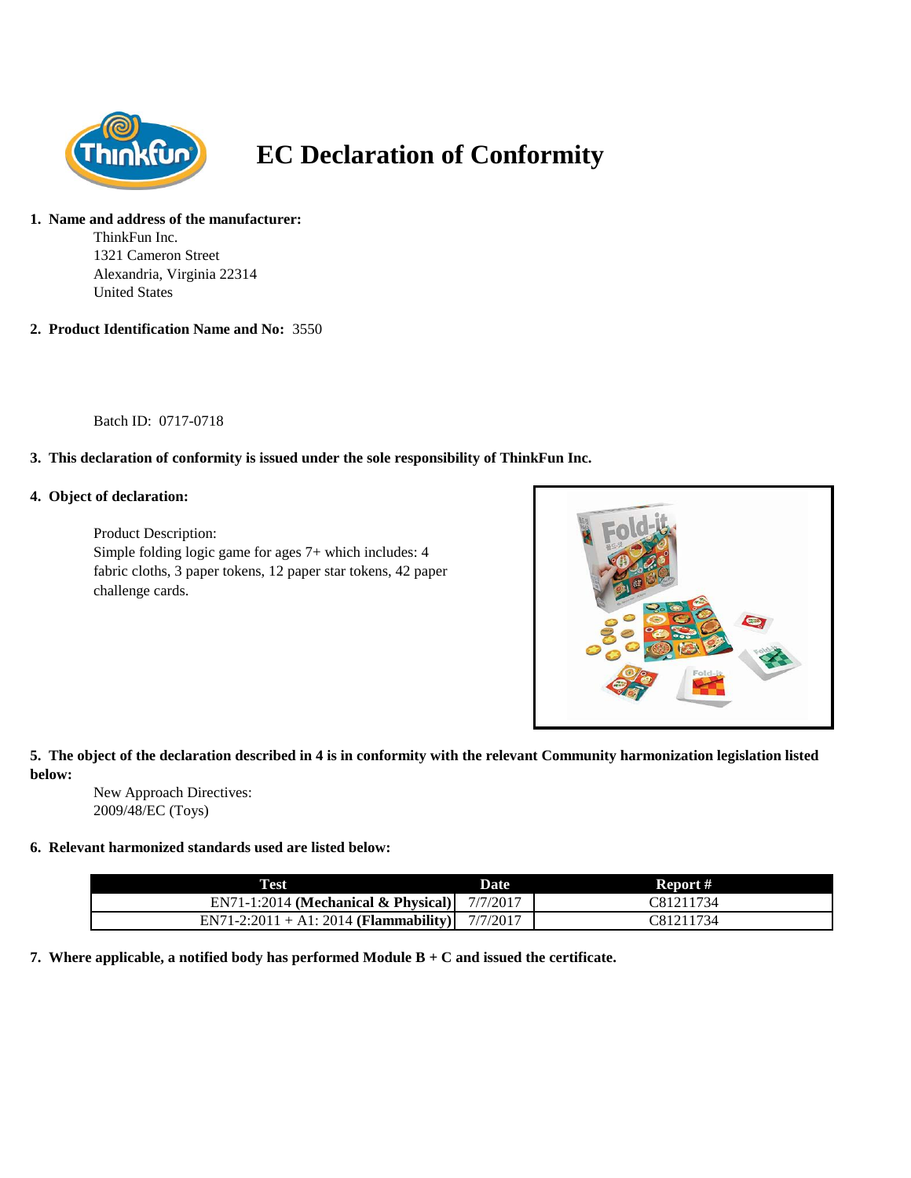# EC Declaration of Conformity

**1. Name and address of the manufacturer:**

ThinkFun Inc.
1321 Cameron Street
Alexandria, Virginia 22314
United States

**2. Product Identification Name and No:** 3550

Batch ID: 0717-0718

**3. This declaration of conformity is issued under the sole responsibility of ThinkFun Inc.**

**4. Object of declaration:**

Product Description:
Simple folding logic game for ages 7+ which includes: 4 fabric cloths, 3 paper tokens, 12 paper star tokens, 42 paper challenge cards.

**5. The object of the declaration described in 4 is in conformity with the relevant Community harmonization legislation listed below:**

New Approach Directives:
2009/48/EC (Toys)

**6. Relevant harmonized standards used are listed below:**

| Test | Date | Report # |
|---|---|---|
| EN71-1:2014 **(Mechanical & Physical)** | 7/7/2017 | C81211734 |
| EN71-2:2011 + A1: 2014 **(Flammability)** | 7/7/2017 | C81211734 |

**7. Where applicable, a notified body has performed Module B + C and issued the certificate.**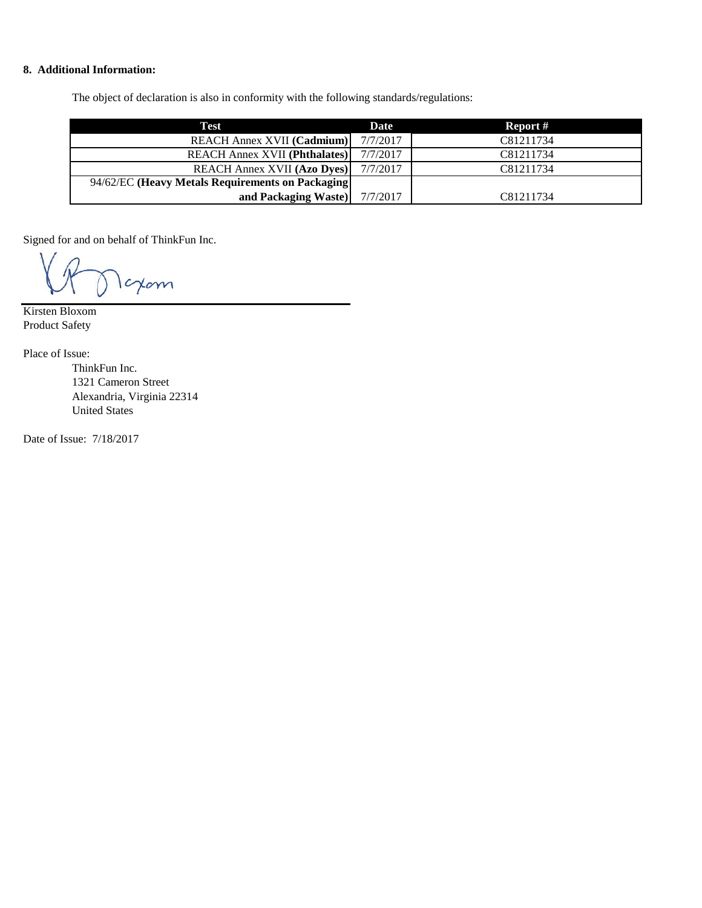**8. Additional Information:**

The object of declaration is also in conformity with the following standards/regulations:

| Test | Date | Report # |
| --- | --- | --- |
| REACH Annex XVII **(Cadmium)** | 7/7/2017 | C81211734 |
| REACH Annex XVII **(Phthalates)** | 7/7/2017 | C81211734 |
| REACH Annex XVII **(Azo Dyes)** | 7/7/2017 | C81211734 |
| 94/62/EC **(Heavy Metals Requirements on Packaging and Packaging Waste)** | 7/7/2017 | C81211734 |

Signed for and on behalf of ThinkFun Inc.

Kirsten Bloxom
Product Safety

Place of Issue:

ThinkFun Inc.
1321 Cameron Street
Alexandria, Virginia 22314
United States

Date of Issue: 7/18/2017